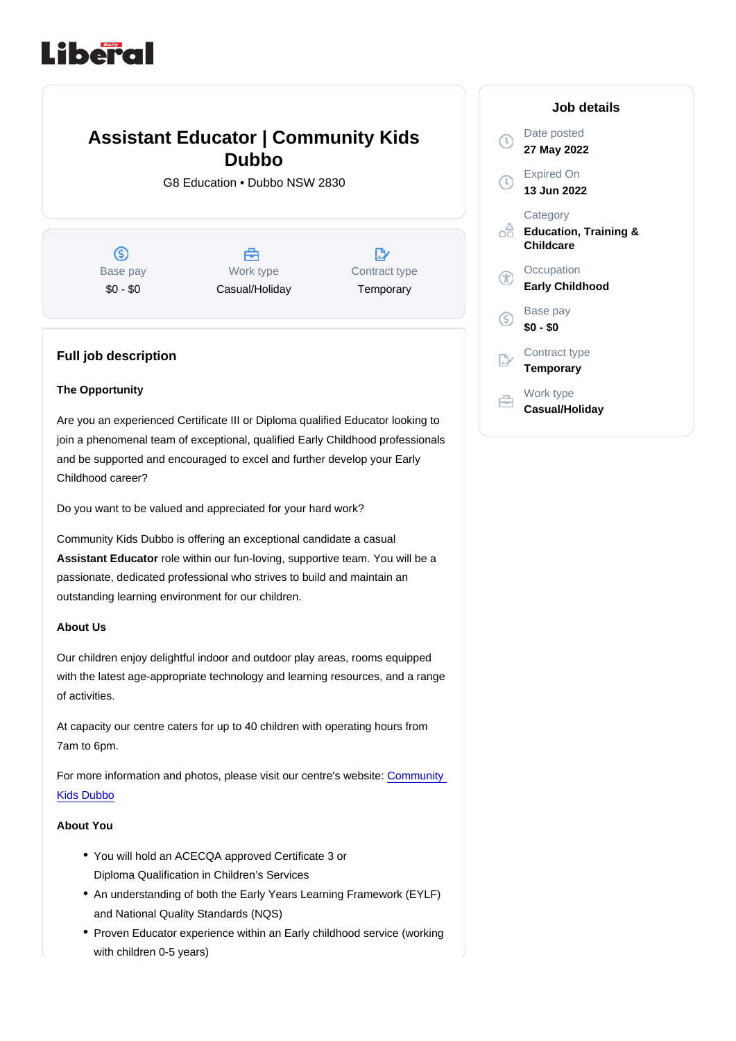Liberal

# Assistant Educator | Community Kids Dubbo

G8 Education • Dubbo NSW 2830

| Base pay | Work type | Contract type |
| --- | --- | --- |
| $0 - $0 | Casual/Holiday | Temporary |

## Full job description

**The Opportunity**

Are you an experienced Certificate III or Diploma qualified Educator looking to join a phenomenal team of exceptional, qualified Early Childhood professionals and be supported and encouraged to excel and further develop your Early Childhood career?

Do you want to be valued and appreciated for your hard work?

Community Kids Dubbo is offering an exceptional candidate a casual **Assistant Educator** role within our fun-loving, supportive team. You will be a passionate, dedicated professional who strives to build and maintain an outstanding learning environment for our children.

**About Us**

Our children enjoy delightful indoor and outdoor play areas, rooms equipped with the latest age-appropriate technology and learning resources, and a range of activities.

At capacity our centre caters for up to 40 children with operating hours from 7am to 6pm.

For more information and photos, please visit our centre's website: Community Kids Dubbo

**About You**

- You will hold an ACECQA approved Certificate 3 or Diploma Qualification in Children's Services
- An understanding of both the Early Years Learning Framework (EYLF) and National Quality Standards (NQS)
- Proven Educator experience within an Early childhood service (working with children 0-5 years)

## Job details

Date posted
**27 May 2022**

Expired On
**13 Jun 2022**

Category
**Education, Training & Childcare**

Occupation
**Early Childhood**

Base pay
**$0 - $0**

Contract type
**Temporary**

Work type
**Casual/Holiday**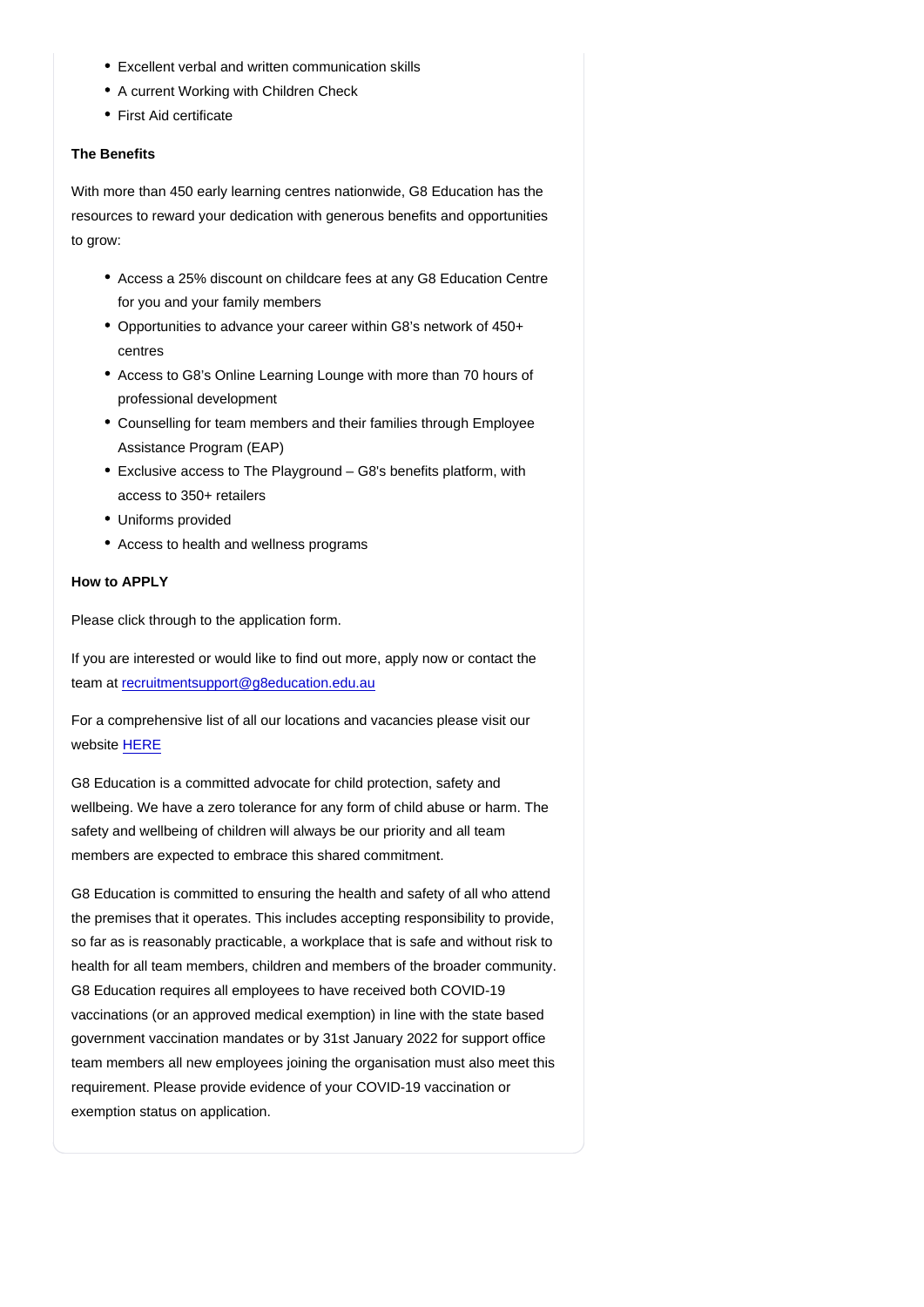- Excellent verbal and written communication skills
- A current Working with Children Check
- First Aid certificate

**The Benefits**

With more than 450 early learning centres nationwide, G8 Education has the resources to reward your dedication with generous benefits and opportunities to grow:

- Access a 25% discount on childcare fees at any G8 Education Centre for you and your family members
- Opportunities to advance your career within G8's network of 450+ centres
- Access to G8's Online Learning Lounge with more than 70 hours of professional development
- Counselling for team members and their families through Employee Assistance Program (EAP)
- Exclusive access to The Playground – G8's benefits platform, with access to 350+ retailers
- Uniforms provided
- Access to health and wellness programs

**How to APPLY**

Please click through to the application form.

If you are interested or would like to find out more, apply now or contact the team at recruitmentsupport@g8education.edu.au

For a comprehensive list of all our locations and vacancies please visit our website HERE

G8 Education is a committed advocate for child protection, safety and wellbeing. We have a zero tolerance for any form of child abuse or harm. The safety and wellbeing of children will always be our priority and all team members are expected to embrace this shared commitment.

G8 Education is committed to ensuring the health and safety of all who attend the premises that it operates. This includes accepting responsibility to provide, so far as is reasonably practicable, a workplace that is safe and without risk to health for all team members, children and members of the broader community. G8 Education requires all employees to have received both COVID-19 vaccinations (or an approved medical exemption) in line with the state based government vaccination mandates or by 31st January 2022 for support office team members all new employees joining the organisation must also meet this requirement. Please provide evidence of your COVID-19 vaccination or exemption status on application.